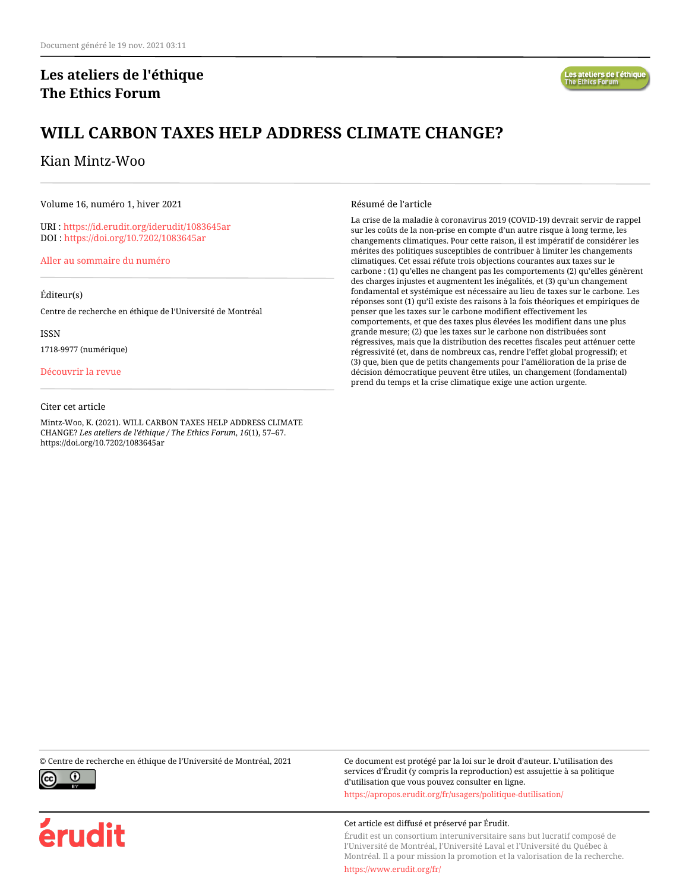Document généré le 19 nov. 2021 03:11

**Les ateliers de l'éthique**
**The Ethics Forum**

# WILL CARBON TAXES HELP ADDRESS CLIMATE CHANGE?

Kian Mintz-Woo

Volume 16, numéro 1, hiver 2021

URI : https://id.erudit.org/iderudit/1083645ar
DOI : https://doi.org/10.7202/1083645ar

Aller au sommaire du numéro

Éditeur(s)

Centre de recherche en éthique de l'Université de Montréal

ISSN

1718-9977 (numérique)

Découvrir la revue

Citer cet article

Mintz-Woo, K. (2021). WILL CARBON TAXES HELP ADDRESS CLIMATE CHANGE? *Les ateliers de l'éthique / The Ethics Forum*, *16*(1), 57–67. https://doi.org/10.7202/1083645ar

Résumé de l'article

La crise de la maladie à coronavirus 2019 (COVID-19) devrait servir de rappel sur les coûts de la non-prise en compte d'un autre risque à long terme, les changements climatiques. Pour cette raison, il est impératif de considérer les mérites des politiques susceptibles de contribuer à limiter les changements climatiques. Cet essai réfute trois objections courantes aux taxes sur le carbone : (1) qu'elles ne changent pas les comportements (2) qu'elles génèrent des charges injustes et augmentent les inégalités, et (3) qu'un changement fondamental et systémique est nécessaire au lieu de taxes sur le carbone. Les réponses sont (1) qu'il existe des raisons à la fois théoriques et empiriques de penser que les taxes sur le carbone modifient effectivement les comportements, et que des taxes plus élevées les modifient dans une plus grande mesure; (2) que les taxes sur le carbone non distribuées sont régressives, mais que la distribution des recettes fiscales peut atténuer cette régressivité (et, dans de nombreux cas, rendre l'effet global progressif); et (3) que, bien que de petits changements pour l'amélioration de la prise de décision démocratique peuvent être utiles, un changement (fondamental) prend du temps et la crise climatique exige une action urgente.

© Centre de recherche en éthique de l'Université de Montréal, 2021

Ce document est protégé par la loi sur le droit d'auteur. L'utilisation des services d'Érudit (y compris la reproduction) est assujettie à sa politique d'utilisation que vous pouvez consulter en ligne.

https://apropos.erudit.org/fr/usagers/politique-dutilisation/

Cet article est diffusé et préservé par Érudit.

Érudit est un consortium interuniversitaire sans but lucratif composé de l'Université de Montréal, l'Université Laval et l'Université du Québec à Montréal. Il a pour mission la promotion et la valorisation de la recherche.

https://www.erudit.org/fr/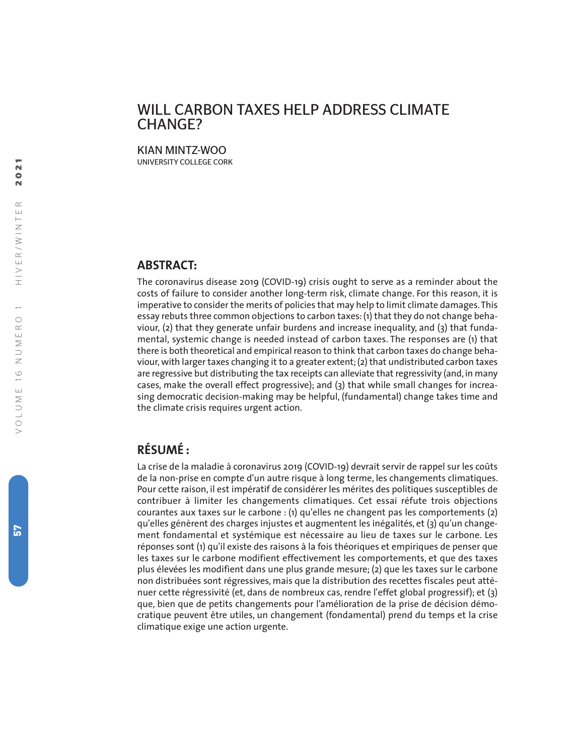# WILL CARBON TAXES HELP ADDRESS CLIMATE CHANGE?

**KIAN MINTZ-WOO**
UNIVERSITY COLLEGE CORK

## ABSTRACT:

The coronavirus disease 2019 (COVID-19) crisis ought to serve as a reminder about the costs of failure to consider another long-term risk, climate change. For this reason, it is imperative to consider the merits of policies that may help to limit climate damages. This essay rebuts three common objections to carbon taxes: (1) that they do not change behaviour, (2) that they generate unfair burdens and increase inequality, and (3) that fundamental, systemic change is needed instead of carbon taxes. The responses are (1) that there is both theoretical and empirical reason to think that carbon taxes do change behaviour, with larger taxes changing it to a greater extent; (2) that undistributed carbon taxes are regressive but distributing the tax receipts can alleviate that regressivity (and, in many cases, make the overall effect progressive); and (3) that while small changes for increasing democratic decision-making may be helpful, (fundamental) change takes time and the climate crisis requires urgent action.

## RÉSUMÉ :

La crise de la maladie à coronavirus 2019 (COVID-19) devrait servir de rappel sur les coûts de la non-prise en compte d'un autre risque à long terme, les changements climatiques. Pour cette raison, il est impératif de considérer les mérites des politiques susceptibles de contribuer à limiter les changements climatiques. Cet essai réfute trois objections courantes aux taxes sur le carbone : (1) qu'elles ne changent pas les comportements (2) qu'elles génèrent des charges injustes et augmentent les inégalités, et (3) qu'un changement fondamental et systémique est nécessaire au lieu de taxes sur le carbone. Les réponses sont (1) qu'il existe des raisons à la fois théoriques et empiriques de penser que les taxes sur le carbone modifient effectivement les comportements, et que des taxes plus élevées les modifient dans une plus grande mesure; (2) que les taxes sur le carbone non distribuées sont régressives, mais que la distribution des recettes fiscales peut atténuer cette régressivité (et, dans de nombreux cas, rendre l'effet global progressif); et (3) que, bien que de petits changements pour l'amélioration de la prise de décision démocratique peuvent être utiles, un changement (fondamental) prend du temps et la crise climatique exige une action urgente.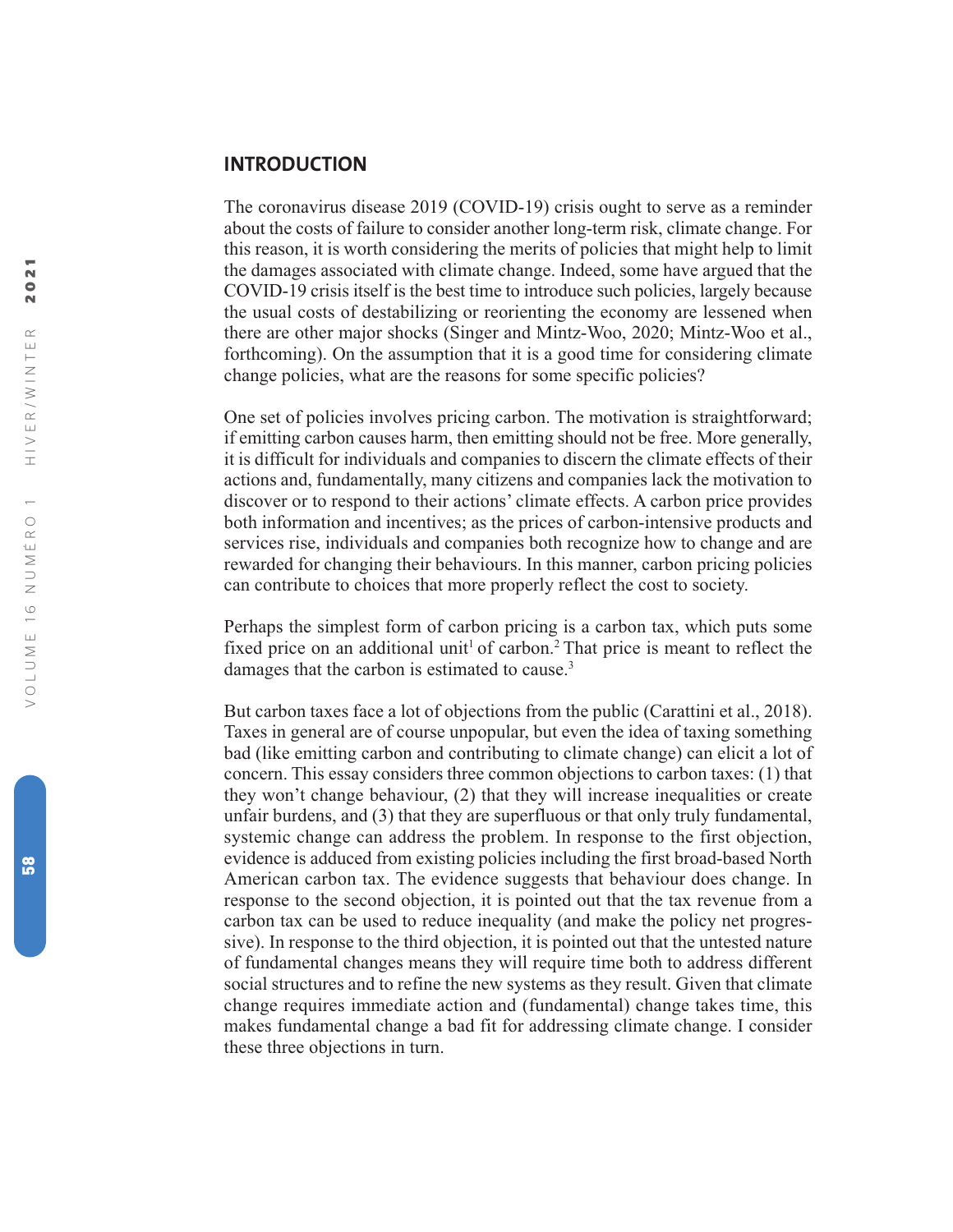## INTRODUCTION

The coronavirus disease 2019 (COVID-19) crisis ought to serve as a reminder about the costs of failure to consider another long-term risk, climate change. For this reason, it is worth considering the merits of policies that might help to limit the damages associated with climate change. Indeed, some have argued that the COVID-19 crisis itself is the best time to introduce such policies, largely because the usual costs of destabilizing or reorienting the economy are lessened when there are other major shocks (Singer and Mintz-Woo, 2020; Mintz-Woo et al., forthcoming). On the assumption that it is a good time for considering climate change policies, what are the reasons for some specific policies?

One set of policies involves pricing carbon. The motivation is straightforward; if emitting carbon causes harm, then emitting should not be free. More generally, it is difficult for individuals and companies to discern the climate effects of their actions and, fundamentally, many citizens and companies lack the motivation to discover or to respond to their actions' climate effects. A carbon price provides both information and incentives; as the prices of carbon-intensive products and services rise, individuals and companies both recognize how to change and are rewarded for changing their behaviours. In this manner, carbon pricing policies can contribute to choices that more properly reflect the cost to society.

Perhaps the simplest form of carbon pricing is a carbon tax, which puts some fixed price on an additional unit[1] of carbon.[2] That price is meant to reflect the damages that the carbon is estimated to cause.[3]

But carbon taxes face a lot of objections from the public (Carattini et al., 2018). Taxes in general are of course unpopular, but even the idea of taxing something bad (like emitting carbon and contributing to climate change) can elicit a lot of concern. This essay considers three common objections to carbon taxes: (1) that they won't change behaviour, (2) that they will increase inequalities or create unfair burdens, and (3) that they are superfluous or that only truly fundamental, systemic change can address the problem. In response to the first objection, evidence is adduced from existing policies including the first broad-based North American carbon tax. The evidence suggests that behaviour does change. In response to the second objection, it is pointed out that the tax revenue from a carbon tax can be used to reduce inequality (and make the policy net progressive). In response to the third objection, it is pointed out that the untested nature of fundamental changes means they will require time both to address different social structures and to refine the new systems as they result. Given that climate change requires immediate action and (fundamental) change takes time, this makes fundamental change a bad fit for addressing climate change. I consider these three objections in turn.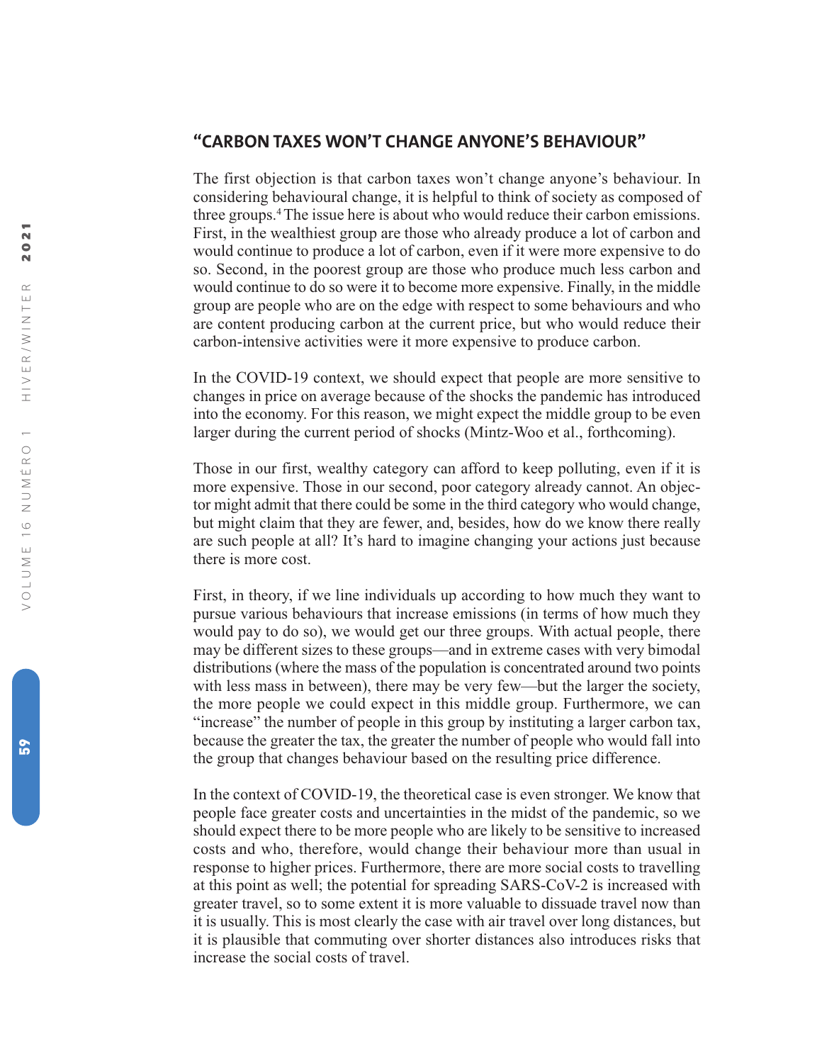## "CARBON TAXES WON'T CHANGE ANYONE'S BEHAVIOUR"

The first objection is that carbon taxes won't change anyone's behaviour. In considering behavioural change, it is helpful to think of society as composed of three groups.[4] The issue here is about who would reduce their carbon emissions. First, in the wealthiest group are those who already produce a lot of carbon and would continue to produce a lot of carbon, even if it were more expensive to do so. Second, in the poorest group are those who produce much less carbon and would continue to do so were it to become more expensive. Finally, in the middle group are people who are on the edge with respect to some behaviours and who are content producing carbon at the current price, but who would reduce their carbon-intensive activities were it more expensive to produce carbon.

In the COVID-19 context, we should expect that people are more sensitive to changes in price on average because of the shocks the pandemic has introduced into the economy. For this reason, we might expect the middle group to be even larger during the current period of shocks (Mintz-Woo et al., forthcoming).

Those in our first, wealthy category can afford to keep polluting, even if it is more expensive. Those in our second, poor category already cannot. An objector might admit that there could be some in the third category who would change, but might claim that they are fewer, and, besides, how do we know there really are such people at all? It's hard to imagine changing your actions just because there is more cost.

First, in theory, if we line individuals up according to how much they want to pursue various behaviours that increase emissions (in terms of how much they would pay to do so), we would get our three groups. With actual people, there may be different sizes to these groups—and in extreme cases with very bimodal distributions (where the mass of the population is concentrated around two points with less mass in between), there may be very few—but the larger the society, the more people we could expect in this middle group. Furthermore, we can "increase" the number of people in this group by instituting a larger carbon tax, because the greater the tax, the greater the number of people who would fall into the group that changes behaviour based on the resulting price difference.

In the context of COVID-19, the theoretical case is even stronger. We know that people face greater costs and uncertainties in the midst of the pandemic, so we should expect there to be more people who are likely to be sensitive to increased costs and who, therefore, would change their behaviour more than usual in response to higher prices. Furthermore, there are more social costs to travelling at this point as well; the potential for spreading SARS-CoV-2 is increased with greater travel, so to some extent it is more valuable to dissuade travel now than it is usually. This is most clearly the case with air travel over long distances, but it is plausible that commuting over shorter distances also introduces risks that increase the social costs of travel.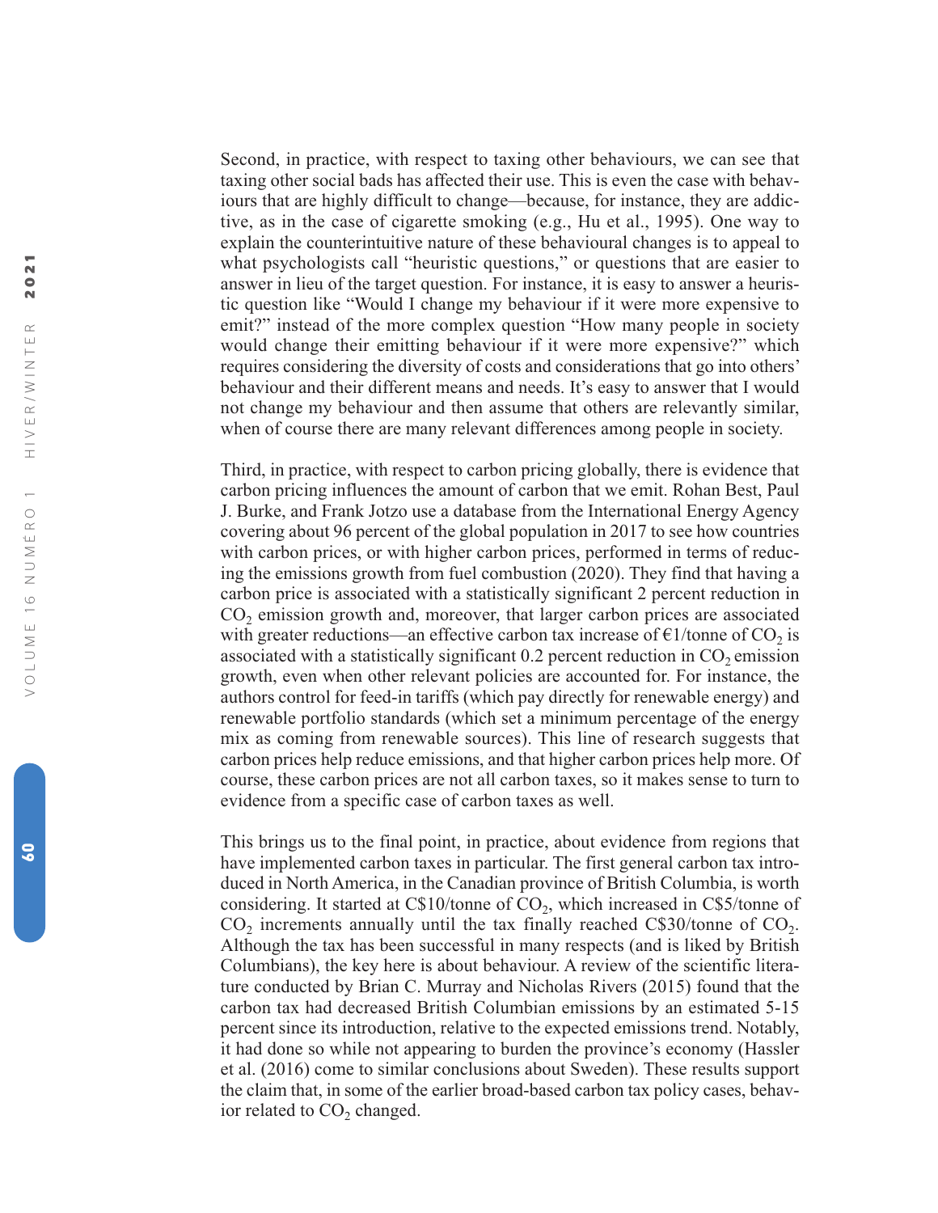Second, in practice, with respect to taxing other behaviours, we can see that taxing other social bads has affected their use. This is even the case with behaviours that are highly difficult to change—because, for instance, they are addictive, as in the case of cigarette smoking (e.g., Hu et al., 1995). One way to explain the counterintuitive nature of these behavioural changes is to appeal to what psychologists call "heuristic questions," or questions that are easier to answer in lieu of the target question. For instance, it is easy to answer a heuristic question like "Would I change my behaviour if it were more expensive to emit?" instead of the more complex question "How many people in society would change their emitting behaviour if it were more expensive?" which requires considering the diversity of costs and considerations that go into others' behaviour and their different means and needs. It's easy to answer that I would not change my behaviour and then assume that others are relevantly similar, when of course there are many relevant differences among people in society.

Third, in practice, with respect to carbon pricing globally, there is evidence that carbon pricing influences the amount of carbon that we emit. Rohan Best, Paul J. Burke, and Frank Jotzo use a database from the International Energy Agency covering about 96 percent of the global population in 2017 to see how countries with carbon prices, or with higher carbon prices, performed in terms of reducing the emissions growth from fuel combustion (2020). They find that having a carbon price is associated with a statistically significant 2 percent reduction in $CO_2$ emission growth and, moreover, that larger carbon prices are associated with greater reductions—an effective carbon tax increase of €1/tonne of $CO_2$ is associated with a statistically significant 0.2 percent reduction in $CO_2$ emission growth, even when other relevant policies are accounted for. For instance, the authors control for feed-in tariffs (which pay directly for renewable energy) and renewable portfolio standards (which set a minimum percentage of the energy mix as coming from renewable sources). This line of research suggests that carbon prices help reduce emissions, and that higher carbon prices help more. Of course, these carbon prices are not all carbon taxes, so it makes sense to turn to evidence from a specific case of carbon taxes as well.

This brings us to the final point, in practice, about evidence from regions that have implemented carbon taxes in particular. The first general carbon tax introduced in North America, in the Canadian province of British Columbia, is worth considering. It started at C$10/tonne of $CO_2$, which increased in C$5/tonne of $CO_2$ increments annually until the tax finally reached C$30/tonne of $CO_2$. Although the tax has been successful in many respects (and is liked by British Columbians), the key here is about behaviour. A review of the scientific literature conducted by Brian C. Murray and Nicholas Rivers (2015) found that the carbon tax had decreased British Columbian emissions by an estimated 5-15 percent since its introduction, relative to the expected emissions trend. Notably, it had done so while not appearing to burden the province's economy (Hassler et al. (2016) come to similar conclusions about Sweden). These results support the claim that, in some of the earlier broad-based carbon tax policy cases, behavior related to $CO_2$ changed.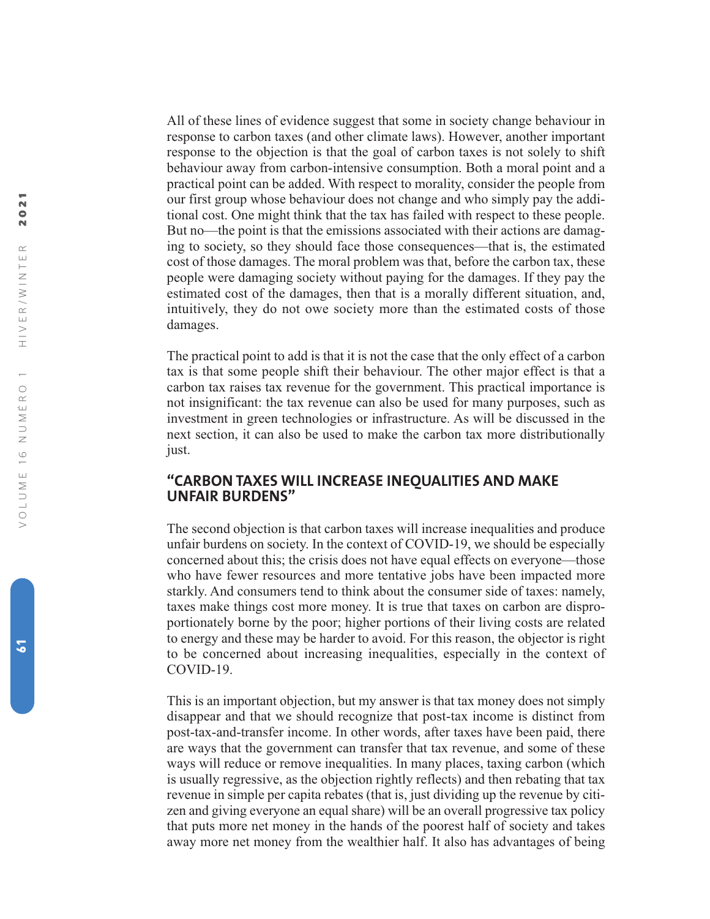All of these lines of evidence suggest that some in society change behaviour in response to carbon taxes (and other climate laws). However, another important response to the objection is that the goal of carbon taxes is not solely to shift behaviour away from carbon-intensive consumption. Both a moral point and a practical point can be added. With respect to morality, consider the people from our first group whose behaviour does not change and who simply pay the additional cost. One might think that the tax has failed with respect to these people. But no—the point is that the emissions associated with their actions are damaging to society, so they should face those consequences—that is, the estimated cost of those damages. The moral problem was that, before the carbon tax, these people were damaging society without paying for the damages. If they pay the estimated cost of the damages, then that is a morally different situation, and, intuitively, they do not owe society more than the estimated costs of those damages.

The practical point to add is that it is not the case that the only effect of a carbon tax is that some people shift their behaviour. The other major effect is that a carbon tax raises tax revenue for the government. This practical importance is not insignificant: the tax revenue can also be used for many purposes, such as investment in green technologies or infrastructure. As will be discussed in the next section, it can also be used to make the carbon tax more distributionally just.

## "CARBON TAXES WILL INCREASE INEQUALITIES AND MAKE UNFAIR BURDENS"

The second objection is that carbon taxes will increase inequalities and produce unfair burdens on society. In the context of COVID-19, we should be especially concerned about this; the crisis does not have equal effects on everyone—those who have fewer resources and more tentative jobs have been impacted more starkly. And consumers tend to think about the consumer side of taxes: namely, taxes make things cost more money. It is true that taxes on carbon are disproportionately borne by the poor; higher portions of their living costs are related to energy and these may be harder to avoid. For this reason, the objector is right to be concerned about increasing inequalities, especially in the context of COVID-19.

This is an important objection, but my answer is that tax money does not simply disappear and that we should recognize that post-tax income is distinct from post-tax-and-transfer income. In other words, after taxes have been paid, there are ways that the government can transfer that tax revenue, and some of these ways will reduce or remove inequalities. In many places, taxing carbon (which is usually regressive, as the objection rightly reflects) and then rebating that tax revenue in simple per capita rebates (that is, just dividing up the revenue by citizen and giving everyone an equal share) will be an overall progressive tax policy that puts more net money in the hands of the poorest half of society and takes away more net money from the wealthier half. It also has advantages of being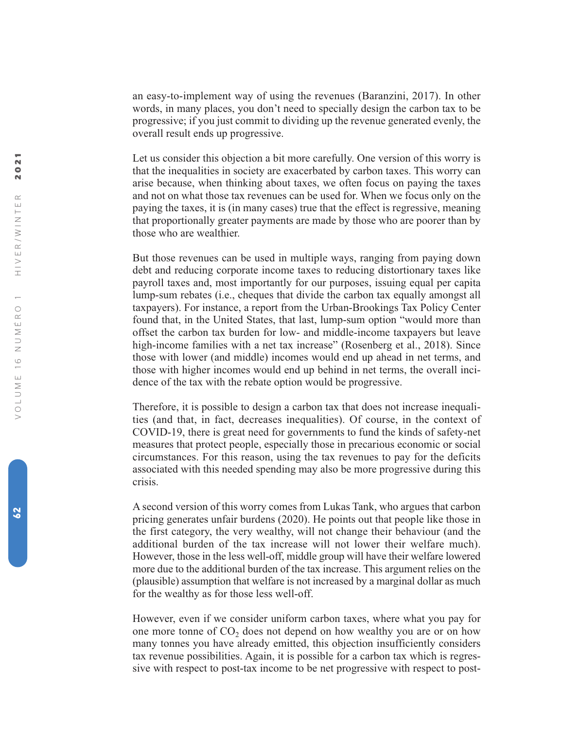an easy-to-implement way of using the revenues (Baranzini, 2017). In other words, in many places, you don't need to specially design the carbon tax to be progressive; if you just commit to dividing up the revenue generated evenly, the overall result ends up progressive.

Let us consider this objection a bit more carefully. One version of this worry is that the inequalities in society are exacerbated by carbon taxes. This worry can arise because, when thinking about taxes, we often focus on paying the taxes and not on what those tax revenues can be used for. When we focus only on the paying the taxes, it is (in many cases) true that the effect is regressive, meaning that proportionally greater payments are made by those who are poorer than by those who are wealthier.

But those revenues can be used in multiple ways, ranging from paying down debt and reducing corporate income taxes to reducing distortionary taxes like payroll taxes and, most importantly for our purposes, issuing equal per capita lump-sum rebates (i.e., cheques that divide the carbon tax equally amongst all taxpayers). For instance, a report from the Urban-Brookings Tax Policy Center found that, in the United States, that last, lump-sum option "would more than offset the carbon tax burden for low- and middle-income taxpayers but leave high-income families with a net tax increase" (Rosenberg et al., 2018). Since those with lower (and middle) incomes would end up ahead in net terms, and those with higher incomes would end up behind in net terms, the overall incidence of the tax with the rebate option would be progressive.

Therefore, it is possible to design a carbon tax that does not increase inequalities (and that, in fact, decreases inequalities). Of course, in the context of COVID-19, there is great need for governments to fund the kinds of safety-net measures that protect people, especially those in precarious economic or social circumstances. For this reason, using the tax revenues to pay for the deficits associated with this needed spending may also be more progressive during this crisis.

A second version of this worry comes from Lukas Tank, who argues that carbon pricing generates unfair burdens (2020). He points out that people like those in the first category, the very wealthy, will not change their behaviour (and the additional burden of the tax increase will not lower their welfare much). However, those in the less well-off, middle group will have their welfare lowered more due to the additional burden of the tax increase. This argument relies on the (plausible) assumption that welfare is not increased by a marginal dollar as much for the wealthy as for those less well-off.

However, even if we consider uniform carbon taxes, where what you pay for one more tonne of $CO_2$ does not depend on how wealthy you are or on how many tonnes you have already emitted, this objection insufficiently considers tax revenue possibilities. Again, it is possible for a carbon tax which is regressive with respect to post-tax income to be net progressive with respect to post-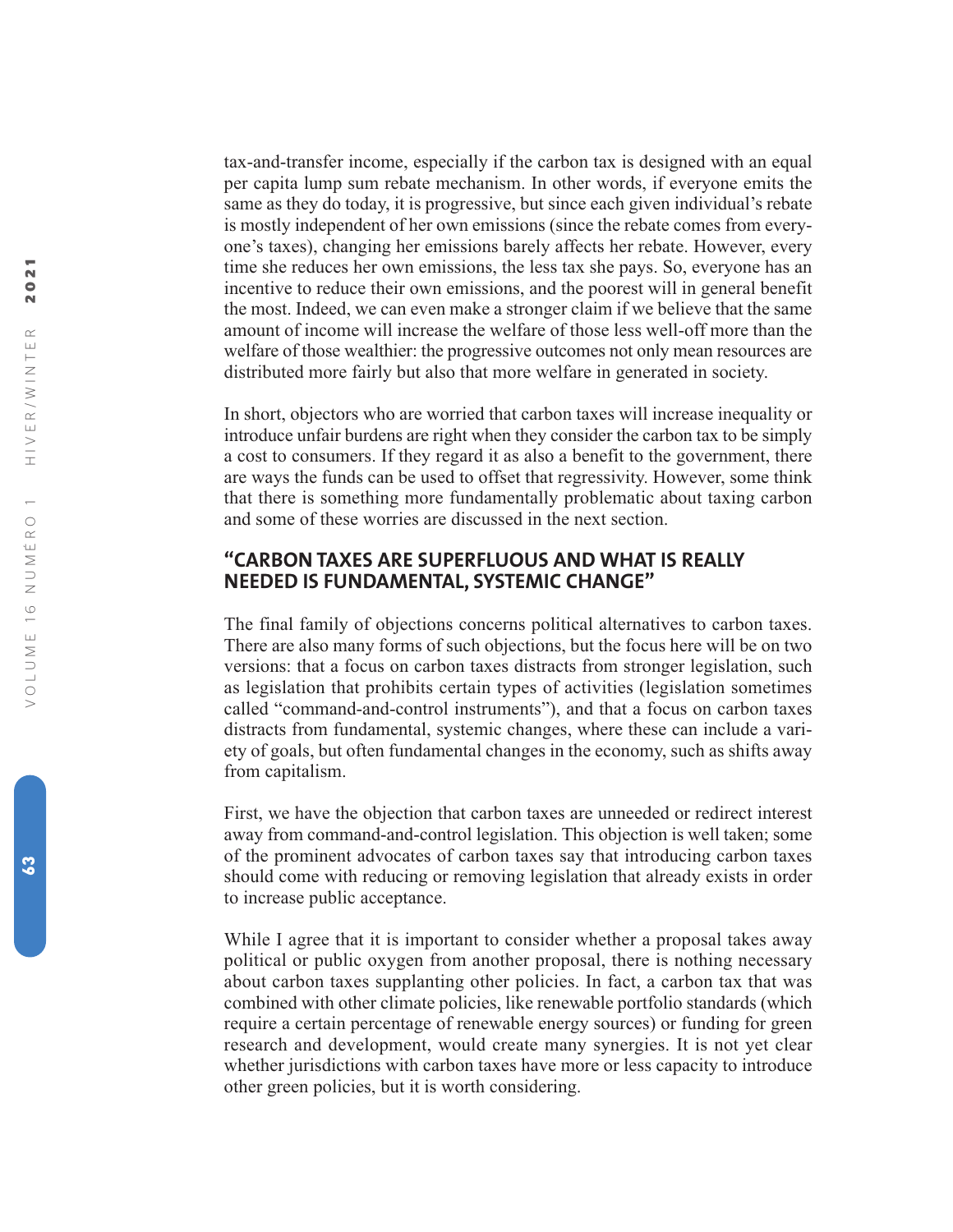tax-and-transfer income, especially if the carbon tax is designed with an equal per capita lump sum rebate mechanism. In other words, if everyone emits the same as they do today, it is progressive, but since each given individual's rebate is mostly independent of her own emissions (since the rebate comes from everyone's taxes), changing her emissions barely affects her rebate. However, every time she reduces her own emissions, the less tax she pays. So, everyone has an incentive to reduce their own emissions, and the poorest will in general benefit the most. Indeed, we can even make a stronger claim if we believe that the same amount of income will increase the welfare of those less well-off more than the welfare of those wealthier: the progressive outcomes not only mean resources are distributed more fairly but also that more welfare in generated in society.

In short, objectors who are worried that carbon taxes will increase inequality or introduce unfair burdens are right when they consider the carbon tax to be simply a cost to consumers. If they regard it as also a benefit to the government, there are ways the funds can be used to offset that regressivity. However, some think that there is something more fundamentally problematic about taxing carbon and some of these worries are discussed in the next section.

## "CARBON TAXES ARE SUPERFLUOUS AND WHAT IS REALLY NEEDED IS FUNDAMENTAL, SYSTEMIC CHANGE"

The final family of objections concerns political alternatives to carbon taxes. There are also many forms of such objections, but the focus here will be on two versions: that a focus on carbon taxes distracts from stronger legislation, such as legislation that prohibits certain types of activities (legislation sometimes called "command-and-control instruments"), and that a focus on carbon taxes distracts from fundamental, systemic changes, where these can include a variety of goals, but often fundamental changes in the economy, such as shifts away from capitalism.

First, we have the objection that carbon taxes are unneeded or redirect interest away from command-and-control legislation. This objection is well taken; some of the prominent advocates of carbon taxes say that introducing carbon taxes should come with reducing or removing legislation that already exists in order to increase public acceptance.

While I agree that it is important to consider whether a proposal takes away political or public oxygen from another proposal, there is nothing necessary about carbon taxes supplanting other policies. In fact, a carbon tax that was combined with other climate policies, like renewable portfolio standards (which require a certain percentage of renewable energy sources) or funding for green research and development, would create many synergies. It is not yet clear whether jurisdictions with carbon taxes have more or less capacity to introduce other green policies, but it is worth considering.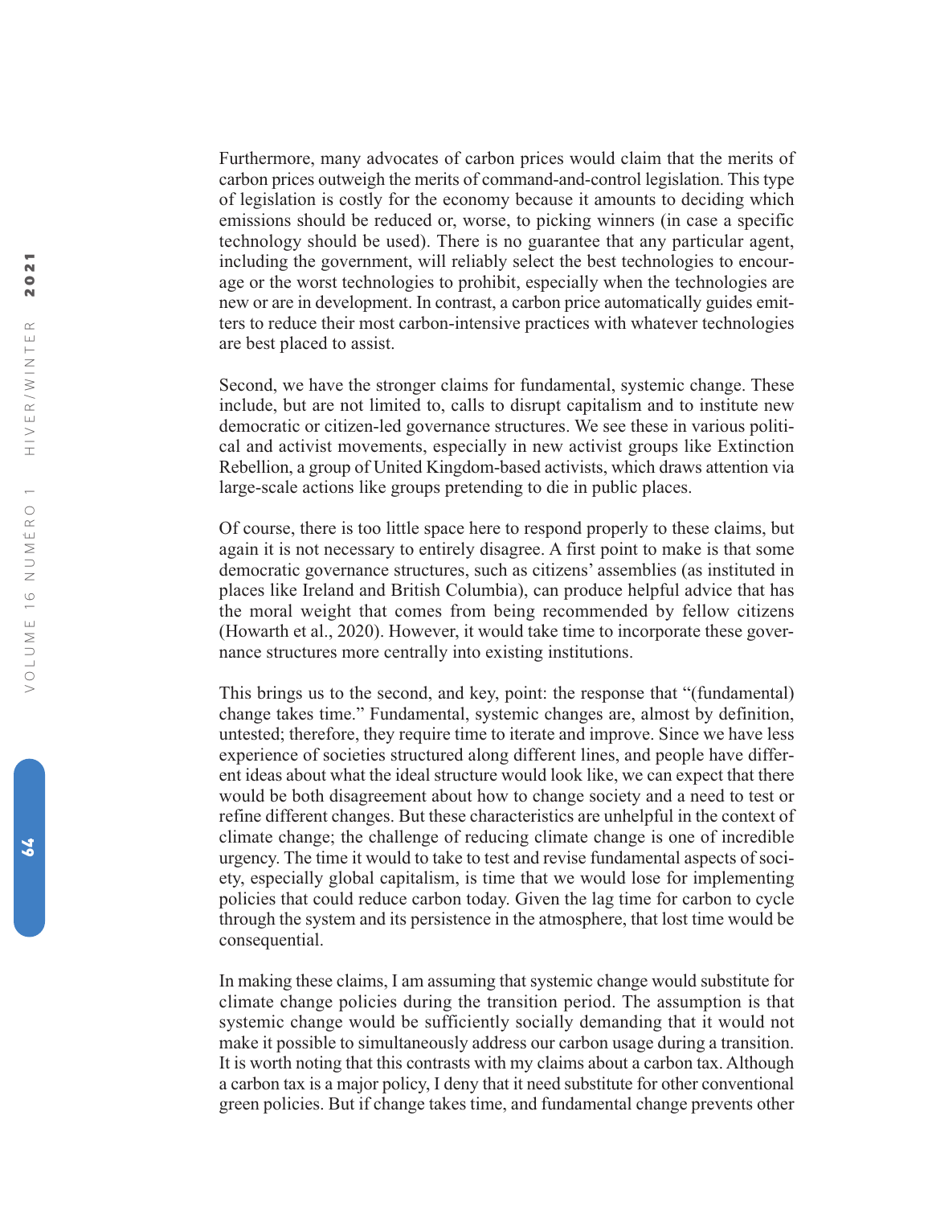Furthermore, many advocates of carbon prices would claim that the merits of carbon prices outweigh the merits of command-and-control legislation. This type of legislation is costly for the economy because it amounts to deciding which emissions should be reduced or, worse, to picking winners (in case a specific technology should be used). There is no guarantee that any particular agent, including the government, will reliably select the best technologies to encourage or the worst technologies to prohibit, especially when the technologies are new or are in development. In contrast, a carbon price automatically guides emitters to reduce their most carbon-intensive practices with whatever technologies are best placed to assist.

Second, we have the stronger claims for fundamental, systemic change. These include, but are not limited to, calls to disrupt capitalism and to institute new democratic or citizen-led governance structures. We see these in various political and activist movements, especially in new activist groups like Extinction Rebellion, a group of United Kingdom-based activists, which draws attention via large-scale actions like groups pretending to die in public places.

Of course, there is too little space here to respond properly to these claims, but again it is not necessary to entirely disagree. A first point to make is that some democratic governance structures, such as citizens' assemblies (as instituted in places like Ireland and British Columbia), can produce helpful advice that has the moral weight that comes from being recommended by fellow citizens (Howarth et al., 2020). However, it would take time to incorporate these governance structures more centrally into existing institutions.

This brings us to the second, and key, point: the response that "(fundamental) change takes time." Fundamental, systemic changes are, almost by definition, untested; therefore, they require time to iterate and improve. Since we have less experience of societies structured along different lines, and people have different ideas about what the ideal structure would look like, we can expect that there would be both disagreement about how to change society and a need to test or refine different changes. But these characteristics are unhelpful in the context of climate change; the challenge of reducing climate change is one of incredible urgency. The time it would to take to test and revise fundamental aspects of society, especially global capitalism, is time that we would lose for implementing policies that could reduce carbon today. Given the lag time for carbon to cycle through the system and its persistence in the atmosphere, that lost time would be consequential.

In making these claims, I am assuming that systemic change would substitute for climate change policies during the transition period. The assumption is that systemic change would be sufficiently socially demanding that it would not make it possible to simultaneously address our carbon usage during a transition. It is worth noting that this contrasts with my claims about a carbon tax. Although a carbon tax is a major policy, I deny that it need substitute for other conventional green policies. But if change takes time, and fundamental change prevents other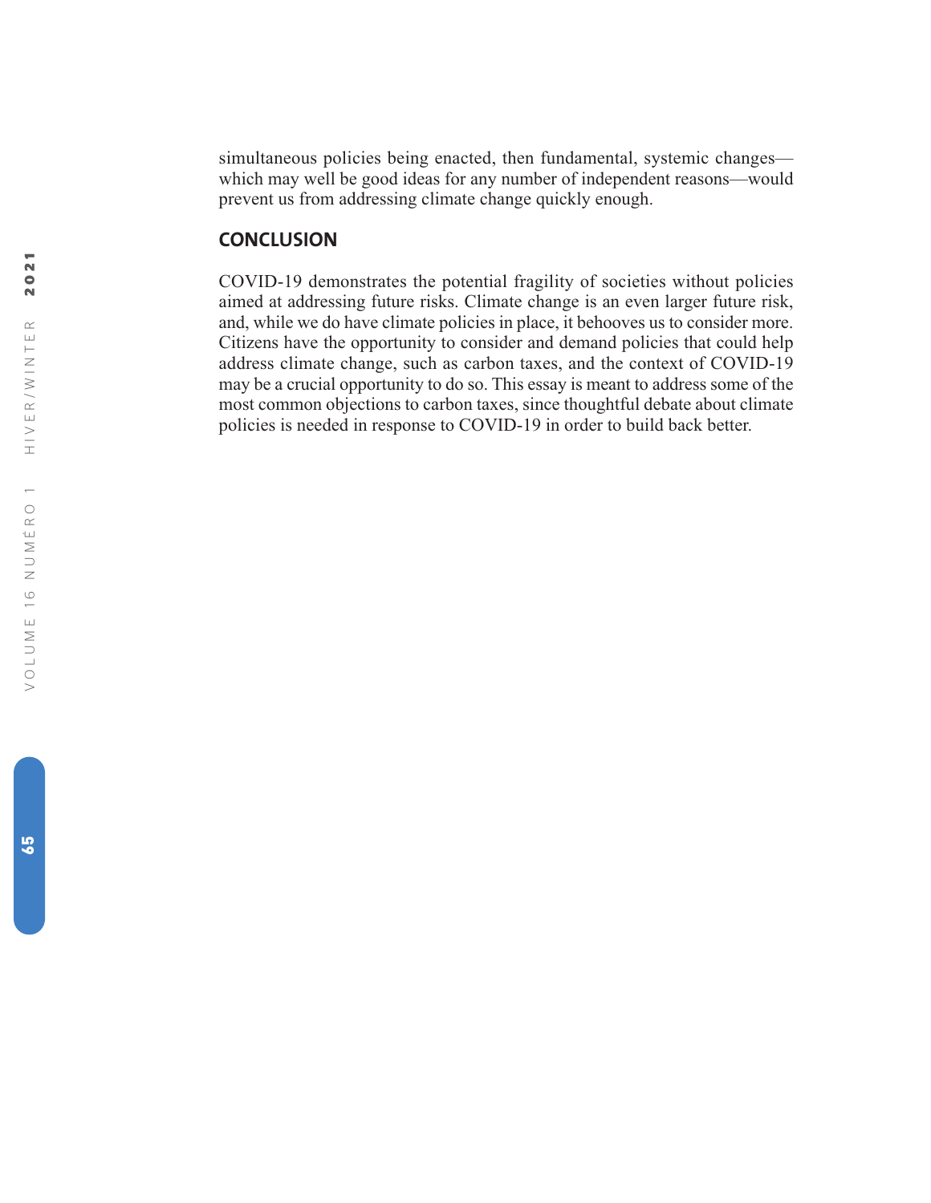simultaneous policies being enacted, then fundamental, systemic changes—which may well be good ideas for any number of independent reasons—would prevent us from addressing climate change quickly enough.

## CONCLUSION

COVID-19 demonstrates the potential fragility of societies without policies aimed at addressing future risks. Climate change is an even larger future risk, and, while we do have climate policies in place, it behooves us to consider more. Citizens have the opportunity to consider and demand policies that could help address climate change, such as carbon taxes, and the context of COVID-19 may be a crucial opportunity to do so. This essay is meant to address some of the most common objections to carbon taxes, since thoughtful debate about climate policies is needed in response to COVID-19 in order to build back better.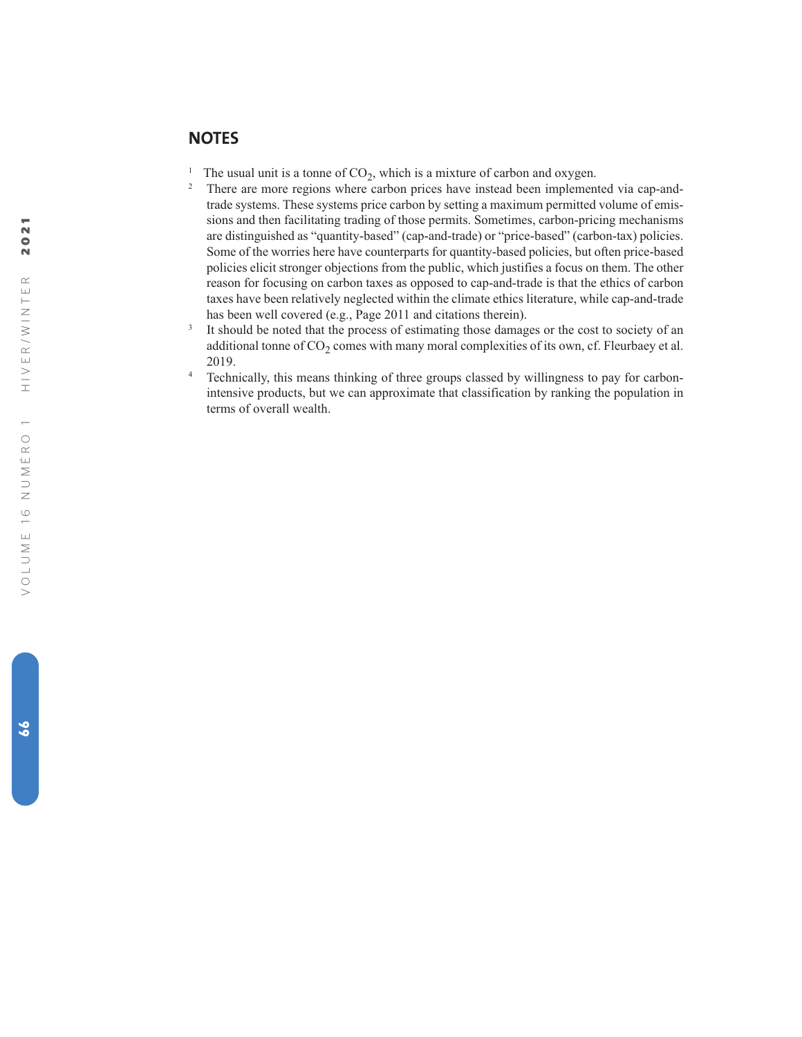## NOTES

1. The usual unit is a tonne of $CO_2$, which is a mixture of carbon and oxygen.
2. There are more regions where carbon prices have instead been implemented via cap-and-trade systems. These systems price carbon by setting a maximum permitted volume of emissions and then facilitating trading of those permits. Sometimes, carbon-pricing mechanisms are distinguished as "quantity-based" (cap-and-trade) or "price-based" (carbon-tax) policies. Some of the worries here have counterparts for quantity-based policies, but often price-based policies elicit stronger objections from the public, which justifies a focus on them. The other reason for focusing on carbon taxes as opposed to cap-and-trade is that the ethics of carbon taxes have been relatively neglected within the climate ethics literature, while cap-and-trade has been well covered (e.g., Page 2011 and citations therein).
3. It should be noted that the process of estimating those damages or the cost to society of an additional tonne of $CO_2$ comes with many moral complexities of its own, cf. Fleurbaey et al. 2019.
4. Technically, this means thinking of three groups classed by willingness to pay for carbon-intensive products, but we can approximate that classification by ranking the population in terms of overall wealth.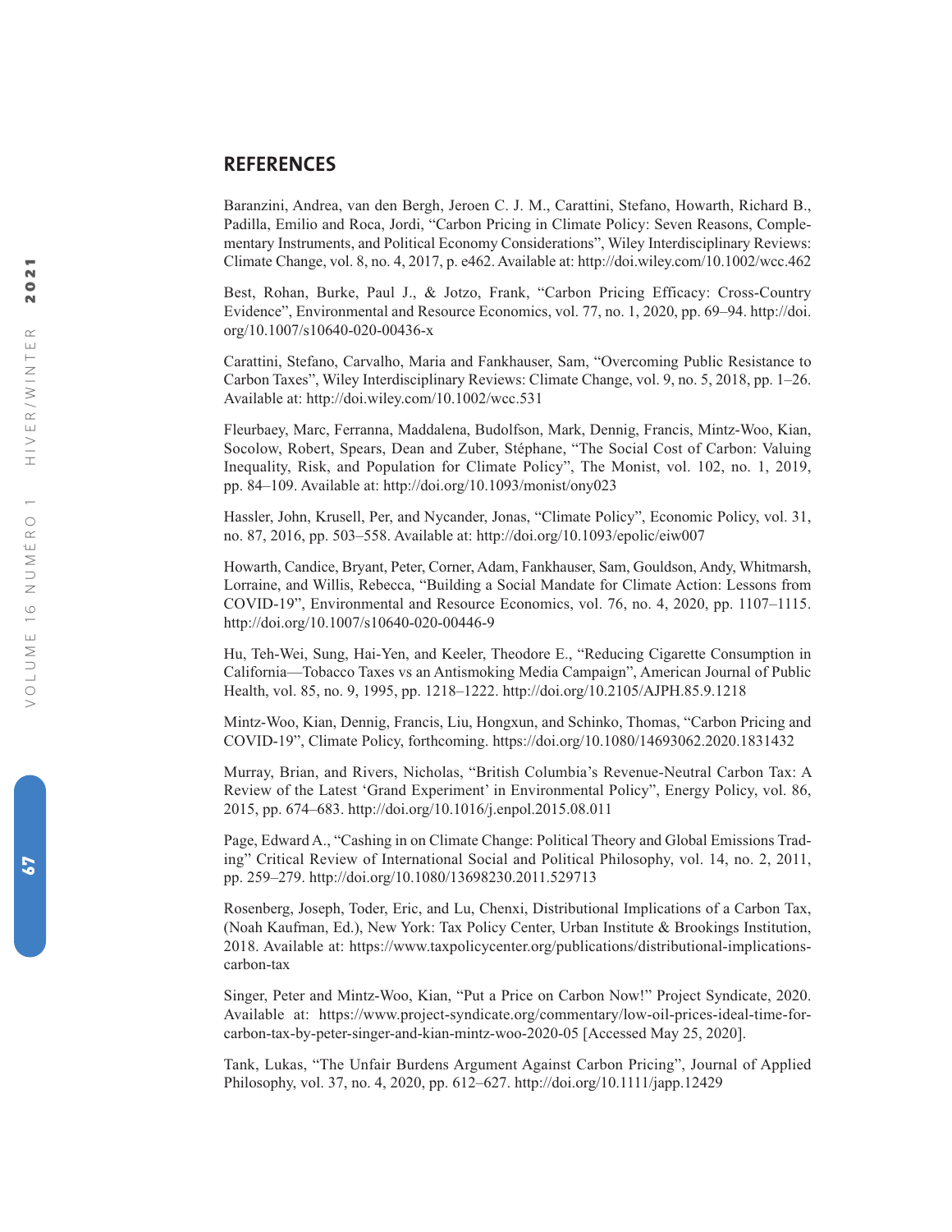## REFERENCES

Baranzini, Andrea, van den Bergh, Jeroen C. J. M., Carattini, Stefano, Howarth, Richard B., Padilla, Emilio and Roca, Jordi, “Carbon Pricing in Climate Policy: Seven Reasons, Complementary Instruments, and Political Economy Considerations”, Wiley Interdisciplinary Reviews: Climate Change, vol. 8, no. 4, 2017, p. e462. Available at: http://doi.wiley.com/10.1002/wcc.462

Best, Rohan, Burke, Paul J., & Jotzo, Frank, “Carbon Pricing Efficacy: Cross-Country Evidence”, Environmental and Resource Economics, vol. 77, no. 1, 2020, pp. 69–94. http://doi.org/10.1007/s10640-020-00436-x

Carattini, Stefano, Carvalho, Maria and Fankhauser, Sam, “Overcoming Public Resistance to Carbon Taxes”, Wiley Interdisciplinary Reviews: Climate Change, vol. 9, no. 5, 2018, pp. 1–26. Available at: http://doi.wiley.com/10.1002/wcc.531

Fleurbaey, Marc, Ferranna, Maddalena, Budolfson, Mark, Dennig, Francis, Mintz-Woo, Kian, Socolow, Robert, Spears, Dean and Zuber, Stéphane, “The Social Cost of Carbon: Valuing Inequality, Risk, and Population for Climate Policy”, The Monist, vol. 102, no. 1, 2019, pp. 84–109. Available at: http://doi.org/10.1093/monist/ony023

Hassler, John, Krusell, Per, and Nycander, Jonas, “Climate Policy”, Economic Policy, vol. 31, no. 87, 2016, pp. 503–558. Available at: http://doi.org/10.1093/epolic/eiw007

Howarth, Candice, Bryant, Peter, Corner, Adam, Fankhauser, Sam, Gouldson, Andy, Whitmarsh, Lorraine, and Willis, Rebecca, “Building a Social Mandate for Climate Action: Lessons from COVID-19”, Environmental and Resource Economics, vol. 76, no. 4, 2020, pp. 1107–1115. http://doi.org/10.1007/s10640-020-00446-9

Hu, Teh-Wei, Sung, Hai-Yen, and Keeler, Theodore E., “Reducing Cigarette Consumption in California—Tobacco Taxes vs an Antismoking Media Campaign”, American Journal of Public Health, vol. 85, no. 9, 1995, pp. 1218–1222. http://doi.org/10.2105/AJPH.85.9.1218

Mintz-Woo, Kian, Dennig, Francis, Liu, Hongxun, and Schinko, Thomas, “Carbon Pricing and COVID-19”, Climate Policy, forthcoming. https://doi.org/10.1080/14693062.2020.1831432

Murray, Brian, and Rivers, Nicholas, “British Columbia’s Revenue-Neutral Carbon Tax: A Review of the Latest ‘Grand Experiment’ in Environmental Policy”, Energy Policy, vol. 86, 2015, pp. 674–683. http://doi.org/10.1016/j.enpol.2015.08.011

Page, Edward A., “Cashing in on Climate Change: Political Theory and Global Emissions Trading” Critical Review of International Social and Political Philosophy, vol. 14, no. 2, 2011, pp. 259–279. http://doi.org/10.1080/13698230.2011.529713

Rosenberg, Joseph, Toder, Eric, and Lu, Chenxi, Distributional Implications of a Carbon Tax, (Noah Kaufman, Ed.), New York: Tax Policy Center, Urban Institute & Brookings Institution, 2018. Available at: https://www.taxpolicycenter.org/publications/distributional-implications-carbon-tax

Singer, Peter and Mintz-Woo, Kian, “Put a Price on Carbon Now!” Project Syndicate, 2020. Available at: https://www.project-syndicate.org/commentary/low-oil-prices-ideal-time-for-carbon-tax-by-peter-singer-and-kian-mintz-woo-2020-05 [Accessed May 25, 2020].

Tank, Lukas, “The Unfair Burdens Argument Against Carbon Pricing”, Journal of Applied Philosophy, vol. 37, no. 4, 2020, pp. 612–627. http://doi.org/10.1111/japp.12429